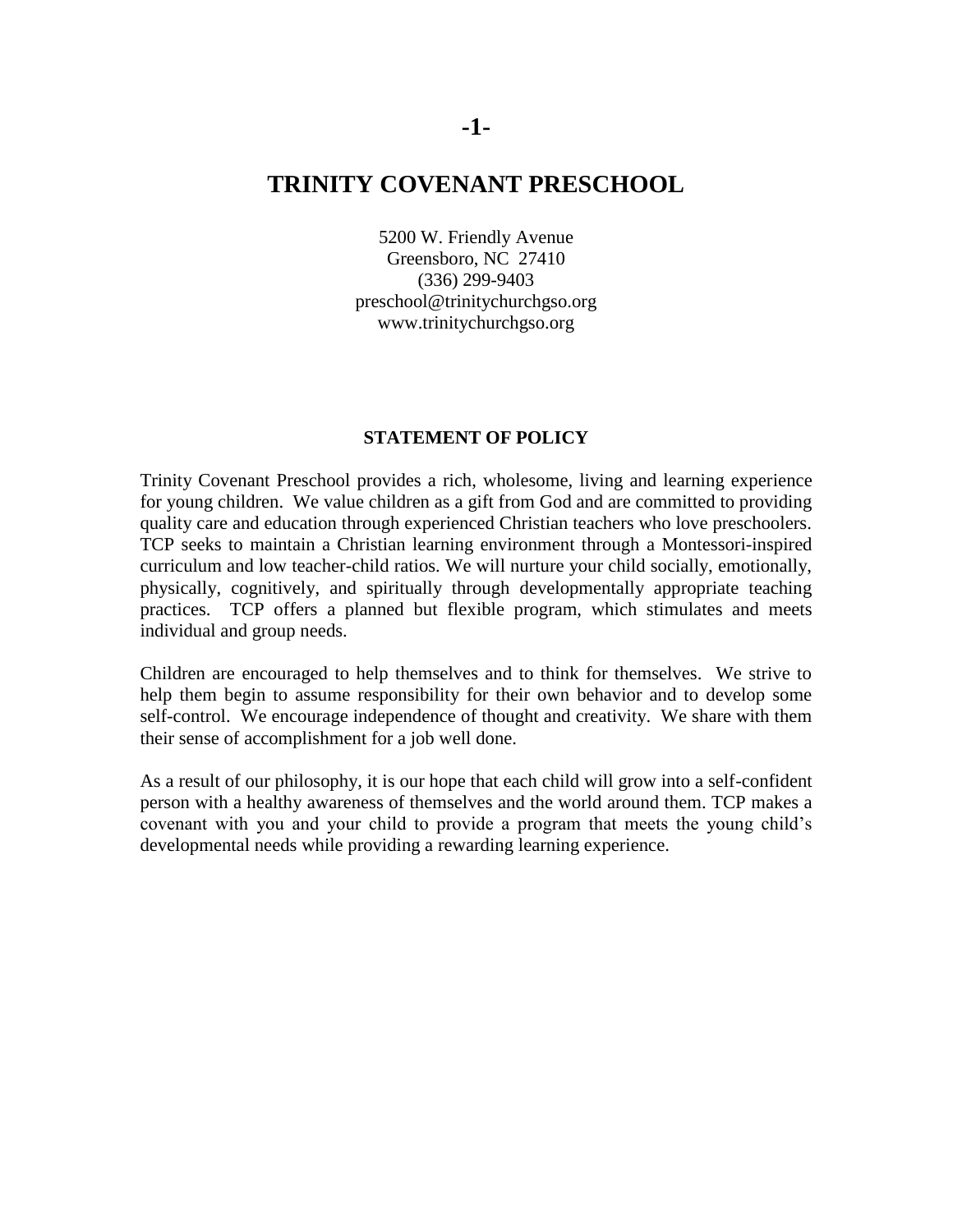# TRINITY COVENANT PRESCHOOL

5200 W. Friendly Avenue
Greensboro, NC 27410
(336) 299-9403
preschool@trinitychurchgso.org
www.trinitychurchgso.org

### STATEMENT OF POLICY

Trinity Covenant Preschool provides a rich, wholesome, living and learning experience for young children. We value children as a gift from God and are committed to providing quality care and education through experienced Christian teachers who love preschoolers. TCP seeks to maintain a Christian learning environment through a Montessori-inspired curriculum and low teacher-child ratios. We will nurture your child socially, emotionally, physically, cognitively, and spiritually through developmentally appropriate teaching practices. TCP offers a planned but flexible program, which stimulates and meets individual and group needs.

Children are encouraged to help themselves and to think for themselves. We strive to help them begin to assume responsibility for their own behavior and to develop some self-control. We encourage independence of thought and creativity. We share with them their sense of accomplishment for a job well done.

As a result of our philosophy, it is our hope that each child will grow into a self-confident person with a healthy awareness of themselves and the world around them. TCP makes a covenant with you and your child to provide a program that meets the young child's developmental needs while providing a rewarding learning experience.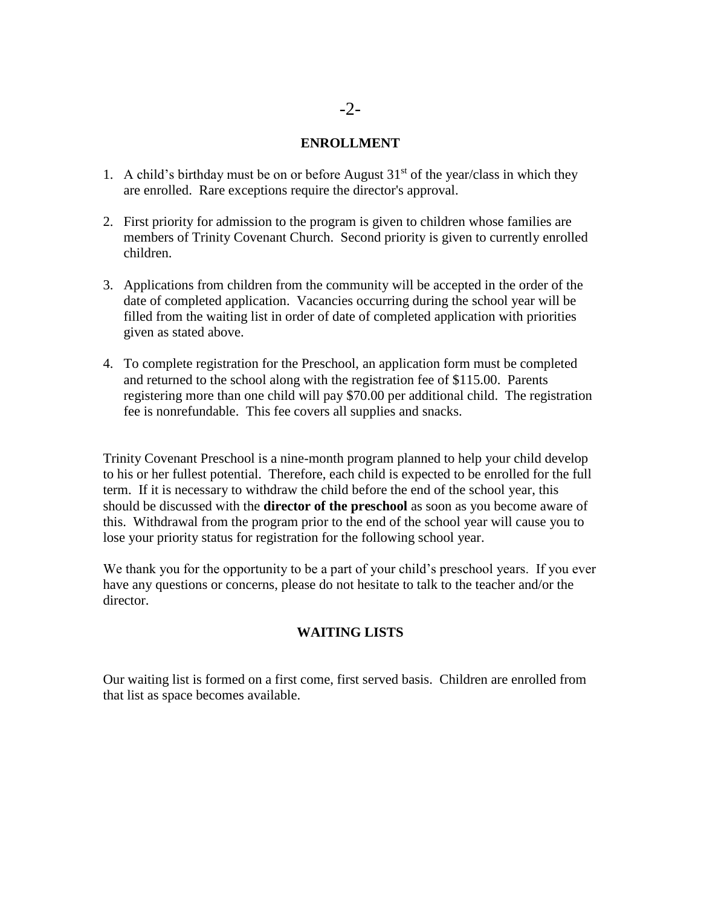## ENROLLMENT

1. A child's birthday must be on or before August 31st of the year/class in which they are enrolled. Rare exceptions require the director's approval.

2. First priority for admission to the program is given to children whose families are members of Trinity Covenant Church. Second priority is given to currently enrolled children.

3. Applications from children from the community will be accepted in the order of the date of completed application. Vacancies occurring during the school year will be filled from the waiting list in order of date of completed application with priorities given as stated above.

4. To complete registration for the Preschool, an application form must be completed and returned to the school along with the registration fee of $115.00. Parents registering more than one child will pay $70.00 per additional child. The registration fee is nonrefundable. This fee covers all supplies and snacks.

Trinity Covenant Preschool is a nine-month program planned to help your child develop to his or her fullest potential. Therefore, each child is expected to be enrolled for the full term. If it is necessary to withdraw the child before the end of the school year, this should be discussed with the **director of the preschool** as soon as you become aware of this. Withdrawal from the program prior to the end of the school year will cause you to lose your priority status for registration for the following school year.

We thank you for the opportunity to be a part of your child's preschool years. If you ever have any questions or concerns, please do not hesitate to talk to the teacher and/or the director.

## WAITING LISTS

Our waiting list is formed on a first come, first served basis. Children are enrolled from that list as space becomes available.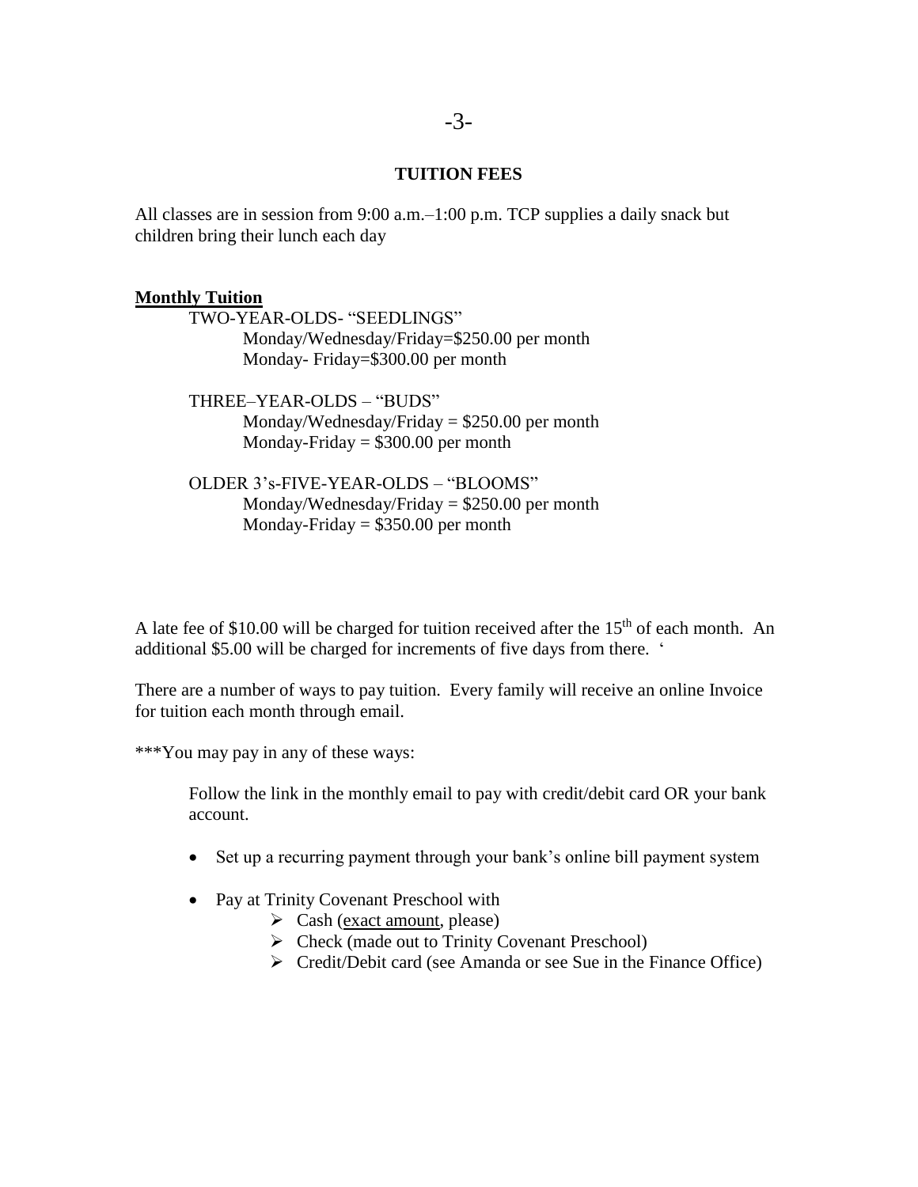## TUITION FEES

All classes are in session from 9:00 a.m.–1:00 p.m. TCP supplies a daily snack but children bring their lunch each day

**Monthly Tuition**

TWO-YEAR-OLDS- "SEEDLINGS"
- Monday/Wednesday/Friday=$250.00 per month
- Monday- Friday=$300.00 per month

THREE–YEAR-OLDS – "BUDS"
- Monday/Wednesday/Friday = $250.00 per month
- Monday-Friday = $300.00 per month

OLDER 3's-FIVE-YEAR-OLDS – "BLOOMS"
- Monday/Wednesday/Friday = $250.00 per month
- Monday-Friday = $350.00 per month

A late fee of $10.00 will be charged for tuition received after the 15th of each month. An additional $5.00 will be charged for increments of five days from there. '

There are a number of ways to pay tuition. Every family will receive an online Invoice for tuition each month through email.

***You may pay in any of these ways:

Follow the link in the monthly email to pay with credit/debit card OR your bank account.

- Set up a recurring payment through your bank's online bill payment system
- Pay at Trinity Covenant Preschool with
  - Cash (exact amount, please)
  - Check (made out to Trinity Covenant Preschool)
  - Credit/Debit card (see Amanda or see Sue in the Finance Office)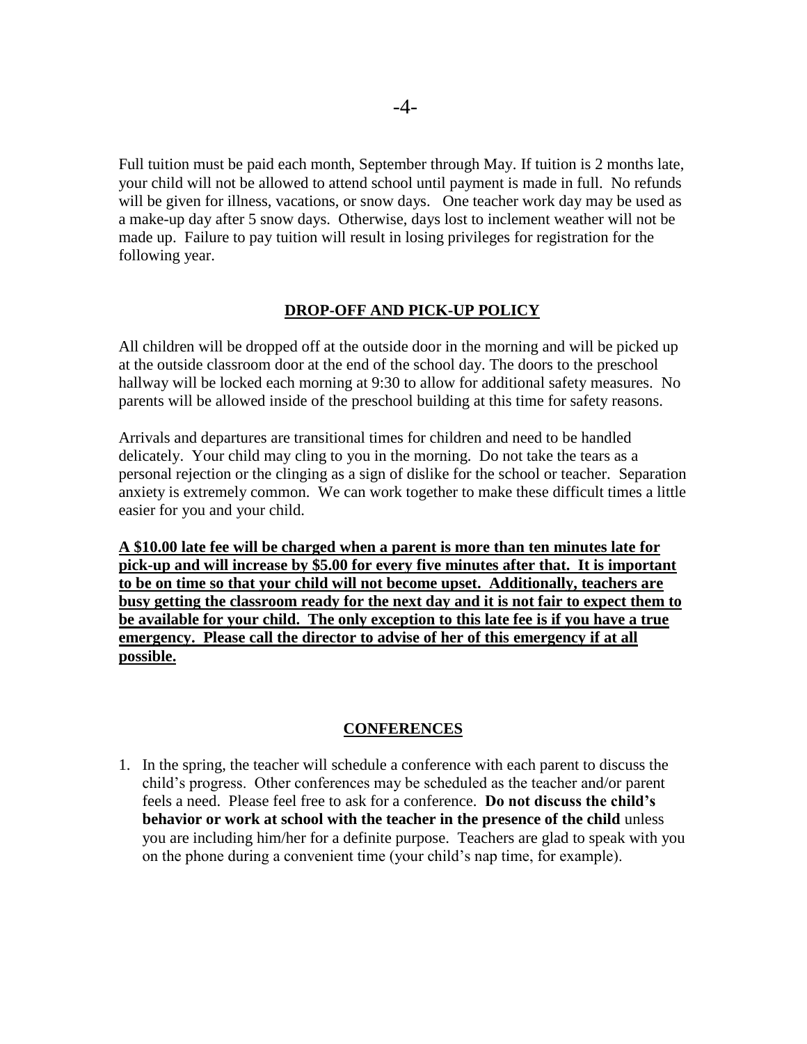Full tuition must be paid each month, September through May. If tuition is 2 months late, your child will not be allowed to attend school until payment is made in full. No refunds will be given for illness, vacations, or snow days. One teacher work day may be used as a make-up day after 5 snow days. Otherwise, days lost to inclement weather will not be made up. Failure to pay tuition will result in losing privileges for registration for the following year.

## DROP-OFF AND PICK-UP POLICY

All children will be dropped off at the outside door in the morning and will be picked up at the outside classroom door at the end of the school day. The doors to the preschool hallway will be locked each morning at 9:30 to allow for additional safety measures. No parents will be allowed inside of the preschool building at this time for safety reasons.

Arrivals and departures are transitional times for children and need to be handled delicately. Your child may cling to you in the morning. Do not take the tears as a personal rejection or the clinging as a sign of dislike for the school or teacher. Separation anxiety is extremely common. We can work together to make these difficult times a little easier for you and your child.

**A $10.00 late fee will be charged when a parent is more than ten minutes late for pick-up and will increase by $5.00 for every five minutes after that. It is important to be on time so that your child will not become upset. Additionally, teachers are busy getting the classroom ready for the next day and it is not fair to expect them to be available for your child. The only exception to this late fee is if you have a true emergency. Please call the director to advise of her of this emergency if at all possible.**

## CONFERENCES

1. In the spring, the teacher will schedule a conference with each parent to discuss the child's progress. Other conferences may be scheduled as the teacher and/or parent feels a need. Please feel free to ask for a conference. **Do not discuss the child's behavior or work at school with the teacher in the presence of the child** unless you are including him/her for a definite purpose. Teachers are glad to speak with you on the phone during a convenient time (your child's nap time, for example).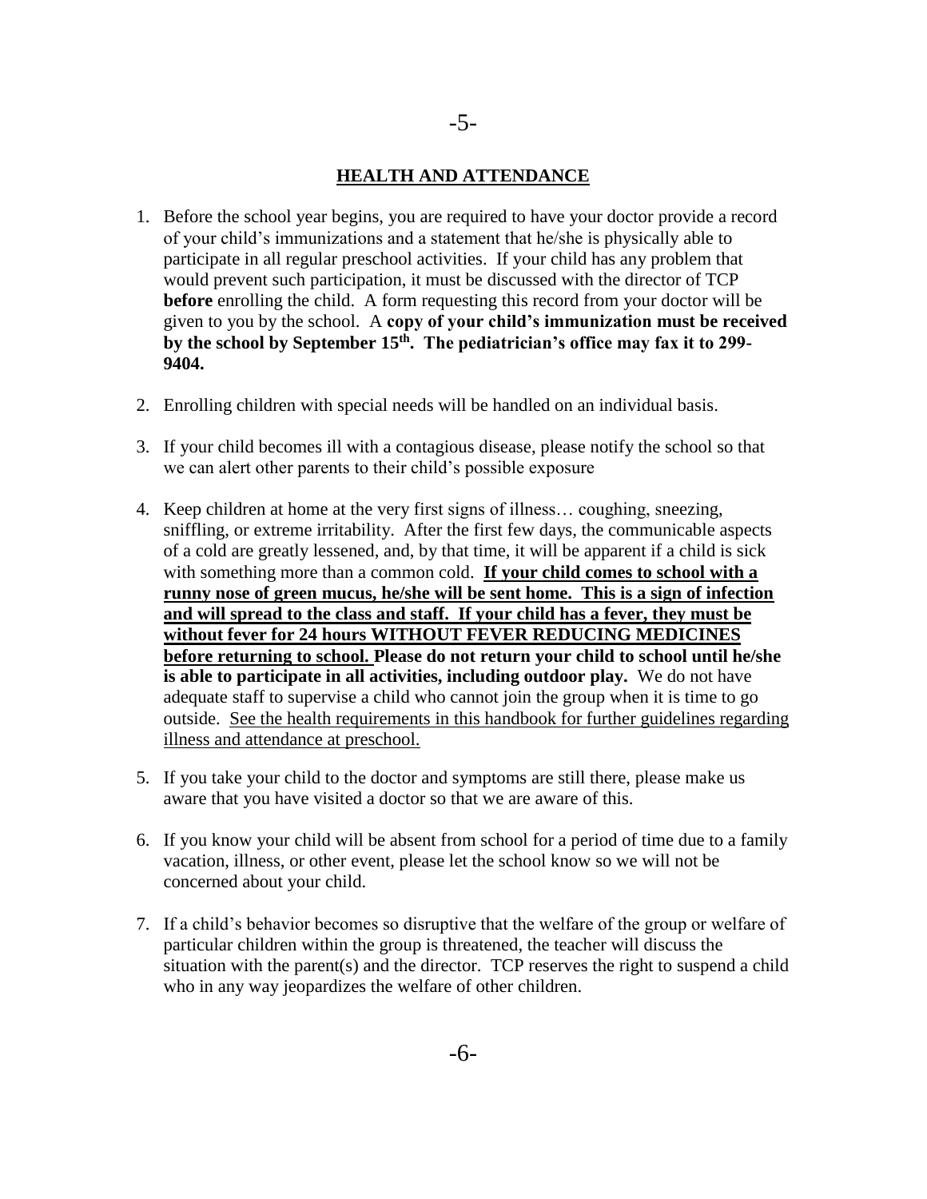## HEALTH AND ATTENDANCE

1. Before the school year begins, you are required to have your doctor provide a record of your child's immunizations and a statement that he/she is physically able to participate in all regular preschool activities. If your child has any problem that would prevent such participation, it must be discussed with the director of TCP **before** enrolling the child. A form requesting this record from your doctor will be given to you by the school. A **copy of your child's immunization must be received by the school by September 15th. The pediatrician's office may fax it to 299-9404.**

2. Enrolling children with special needs will be handled on an individual basis.

3. If your child becomes ill with a contagious disease, please notify the school so that we can alert other parents to their child's possible exposure

4. Keep children at home at the very first signs of illness… coughing, sneezing, sniffling, or extreme irritability. After the first few days, the communicable aspects of a cold are greatly lessened, and, by that time, it will be apparent if a child is sick with something more than a common cold. <u>**If your child comes to school with a runny nose of green mucus, he/she will be sent home. This is a sign of infection and will spread to the class and staff. If your child has a fever, they must be without fever for 24 hours WITHOUT FEVER REDUCING MEDICINES before returning to school.**</u> **Please do not return your child to school until he/she is able to participate in all activities, including outdoor play.** We do not have adequate staff to supervise a child who cannot join the group when it is time to go outside. <u>See the health requirements in this handbook for further guidelines regarding illness and attendance at preschool.</u>

5. If you take your child to the doctor and symptoms are still there, please make us aware that you have visited a doctor so that we are aware of this.

6. If you know your child will be absent from school for a period of time due to a family vacation, illness, or other event, please let the school know so we will not be concerned about your child.

7. If a child's behavior becomes so disruptive that the welfare of the group or welfare of particular children within the group is threatened, the teacher will discuss the situation with the parent(s) and the director. TCP reserves the right to suspend a child who in any way jeopardizes the welfare of other children.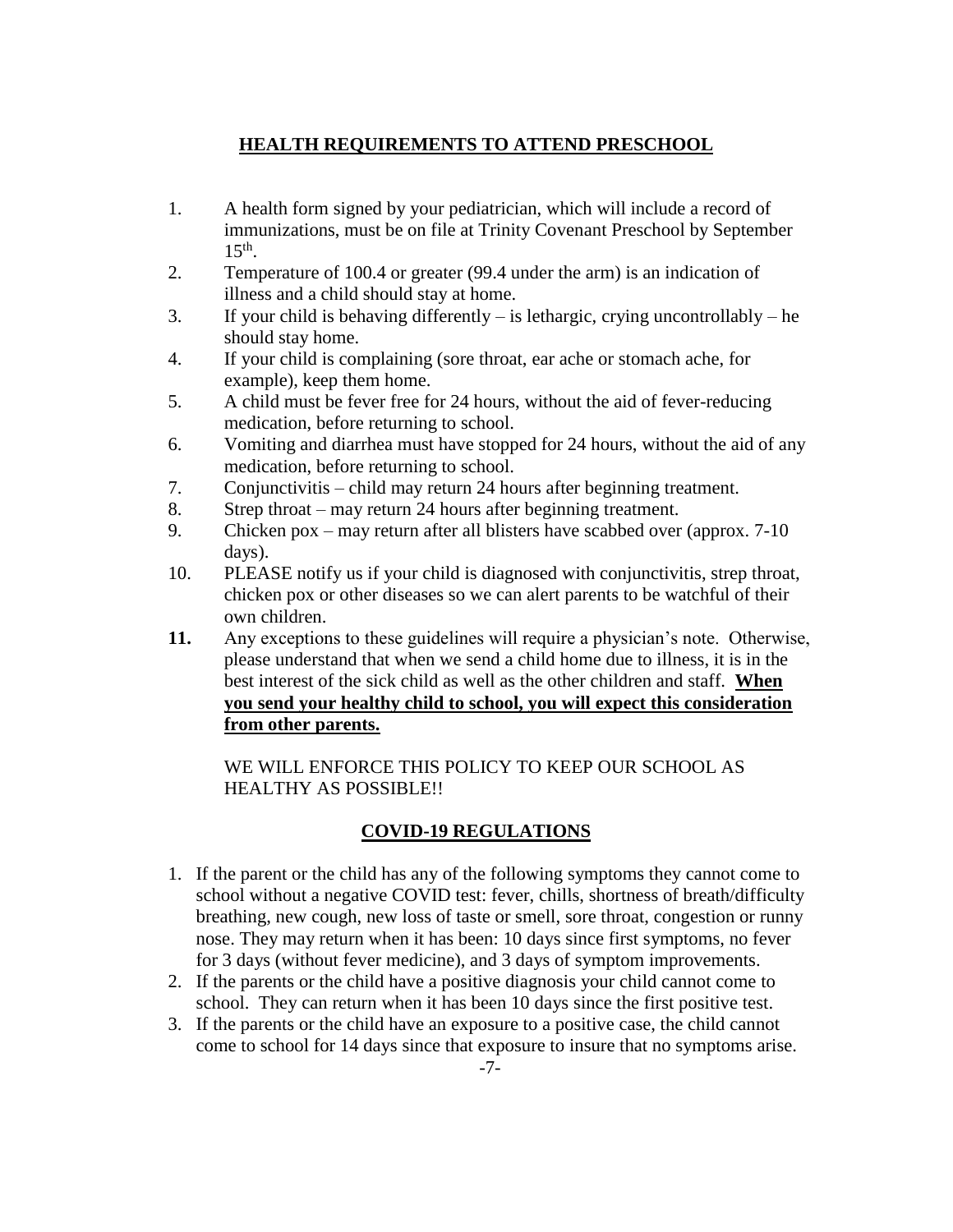## **HEALTH REQUIREMENTS TO ATTEND PRESCHOOL**

1. A health form signed by your pediatrician, which will include a record of immunizations, must be on file at Trinity Covenant Preschool by September $15^{th}$.
2. Temperature of 100.4 or greater (99.4 under the arm) is an indication of illness and a child should stay at home.
3. If your child is behaving differently – is lethargic, crying uncontrollably – he should stay home.
4. If your child is complaining (sore throat, ear ache or stomach ache, for example), keep them home.
5. A child must be fever free for 24 hours, without the aid of fever-reducing medication, before returning to school.
6. Vomiting and diarrhea must have stopped for 24 hours, without the aid of any medication, before returning to school.
7. Conjunctivitis – child may return 24 hours after beginning treatment.
8. Strep throat – may return 24 hours after beginning treatment.
9. Chicken pox – may return after all blisters have scabbed over (approx. 7-10 days).
10. PLEASE notify us if your child is diagnosed with conjunctivitis, strep throat, chicken pox or other diseases so we can alert parents to be watchful of their own children.
11. Any exceptions to these guidelines will require a physician's note. Otherwise, please understand that when we send a child home due to illness, it is in the best interest of the sick child as well as the other children and staff. **When you send your healthy child to school, you will expect this consideration from other parents.**

    WE WILL ENFORCE THIS POLICY TO KEEP OUR SCHOOL AS HEALTHY AS POSSIBLE!!

## **COVID-19 REGULATIONS**

1. If the parent or the child has any of the following symptoms they cannot come to school without a negative COVID test: fever, chills, shortness of breath/difficulty breathing, new cough, new loss of taste or smell, sore throat, congestion or runny nose. They may return when it has been: 10 days since first symptoms, no fever for 3 days (without fever medicine), and 3 days of symptom improvements.
2. If the parents or the child have a positive diagnosis your child cannot come to school. They can return when it has been 10 days since the first positive test.
3. If the parents or the child have an exposure to a positive case, the child cannot come to school for 14 days since that exposure to insure that no symptoms arise.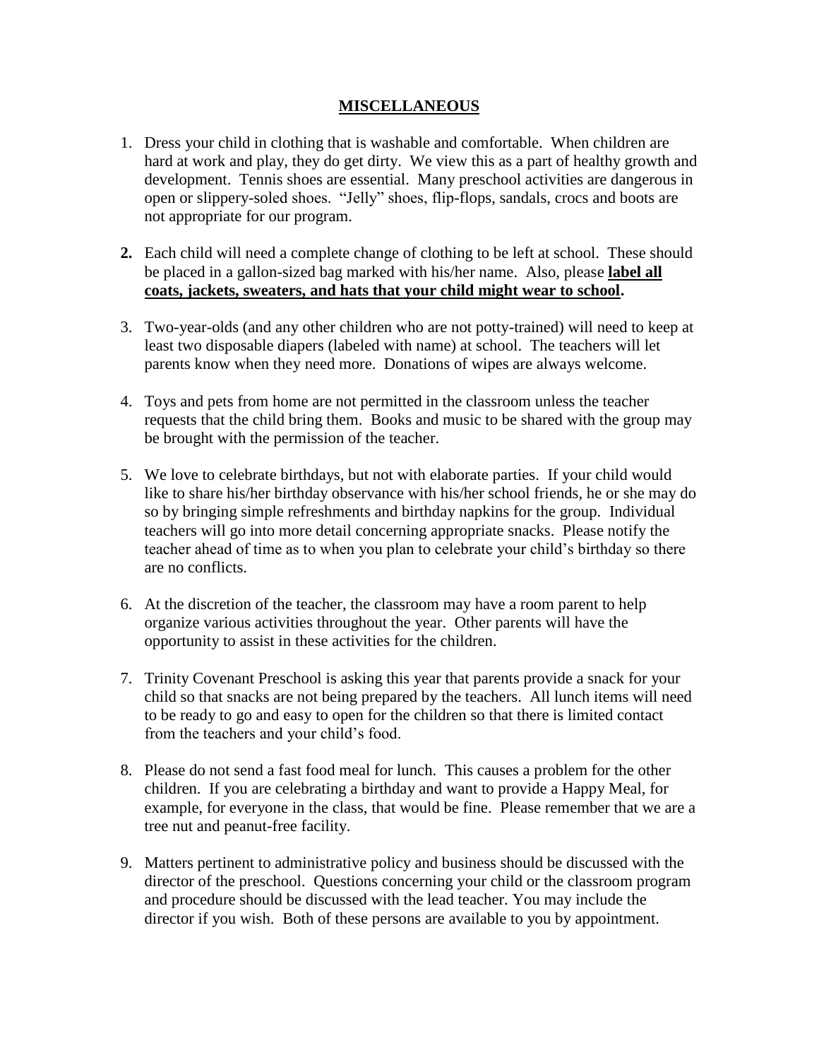## MISCELLANEOUS

1. Dress your child in clothing that is washable and comfortable. When children are hard at work and play, they do get dirty. We view this as a part of healthy growth and development. Tennis shoes are essential. Many preschool activities are dangerous in open or slippery-soled shoes. "Jelly" shoes, flip-flops, sandals, crocs and boots are not appropriate for our program.

2. Each child will need a complete change of clothing to be left at school. These should be placed in a gallon-sized bag marked with his/her name. Also, please **label all coats, jackets, sweaters, and hats that your child might wear to school.**

3. Two-year-olds (and any other children who are not potty-trained) will need to keep at least two disposable diapers (labeled with name) at school. The teachers will let parents know when they need more. Donations of wipes are always welcome.

4. Toys and pets from home are not permitted in the classroom unless the teacher requests that the child bring them. Books and music to be shared with the group may be brought with the permission of the teacher.

5. We love to celebrate birthdays, but not with elaborate parties. If your child would like to share his/her birthday observance with his/her school friends, he or she may do so by bringing simple refreshments and birthday napkins for the group. Individual teachers will go into more detail concerning appropriate snacks. Please notify the teacher ahead of time as to when you plan to celebrate your child's birthday so there are no conflicts.

6. At the discretion of the teacher, the classroom may have a room parent to help organize various activities throughout the year. Other parents will have the opportunity to assist in these activities for the children.

7. Trinity Covenant Preschool is asking this year that parents provide a snack for your child so that snacks are not being prepared by the teachers. All lunch items will need to be ready to go and easy to open for the children so that there is limited contact from the teachers and your child's food.

8. Please do not send a fast food meal for lunch. This causes a problem for the other children. If you are celebrating a birthday and want to provide a Happy Meal, for example, for everyone in the class, that would be fine. Please remember that we are a tree nut and peanut-free facility.

9. Matters pertinent to administrative policy and business should be discussed with the director of the preschool. Questions concerning your child or the classroom program and procedure should be discussed with the lead teacher. You may include the director if you wish. Both of these persons are available to you by appointment.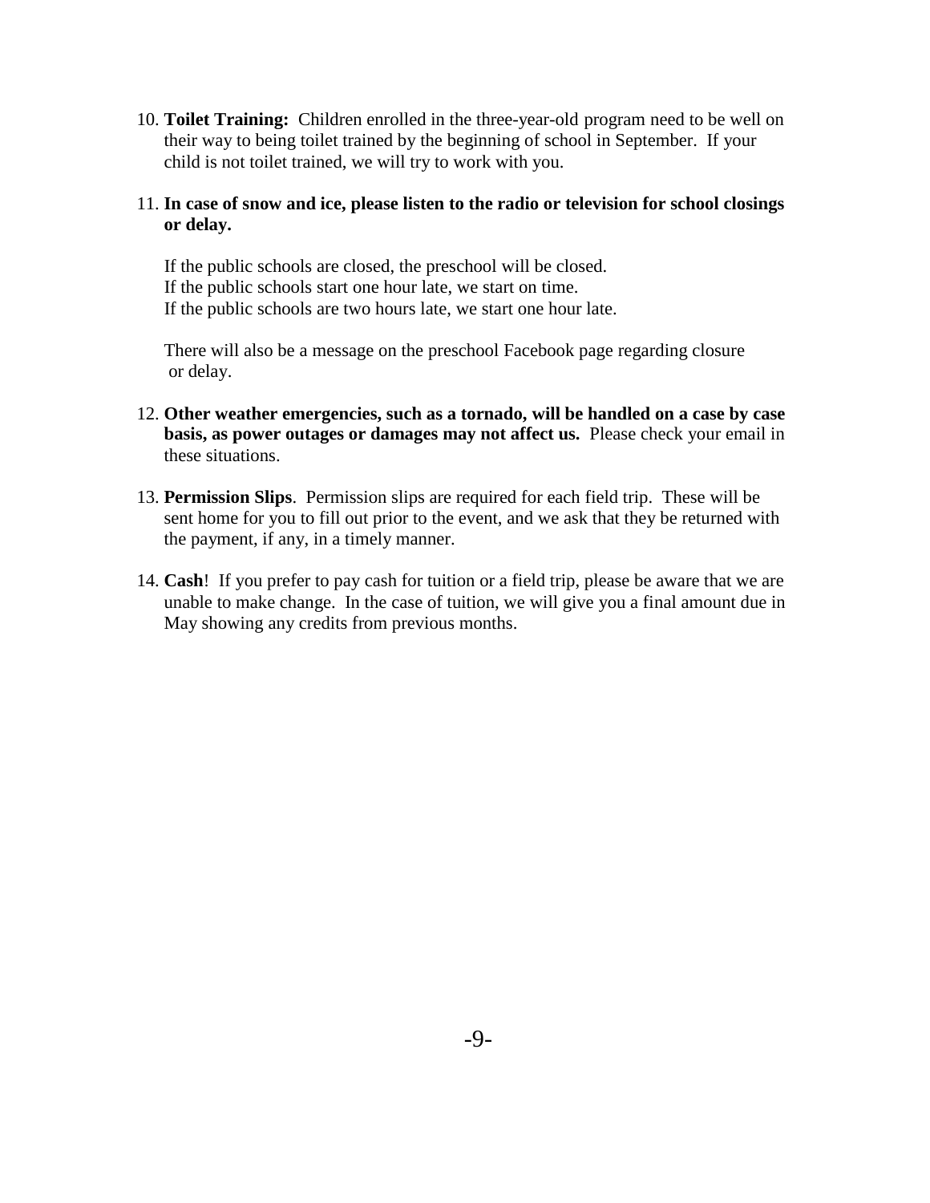10. **Toilet Training:** Children enrolled in the three-year-old program need to be well on their way to being toilet trained by the beginning of school in September. If your child is not toilet trained, we will try to work with you.

11. **In case of snow and ice, please listen to the radio or television for school closings or delay.**

    If the public schools are closed, the preschool will be closed.
    If the public schools start one hour late, we start on time.
    If the public schools are two hours late, we start one hour late.

    There will also be a message on the preschool Facebook page regarding closure or delay.

12. **Other weather emergencies, such as a tornado, will be handled on a case by case basis, as power outages or damages may not affect us.** Please check your email in these situations.

13. **Permission Slips**. Permission slips are required for each field trip. These will be sent home for you to fill out prior to the event, and we ask that they be returned with the payment, if any, in a timely manner.

14. **Cash**! If you prefer to pay cash for tuition or a field trip, please be aware that we are unable to make change. In the case of tuition, we will give you a final amount due in May showing any credits from previous months.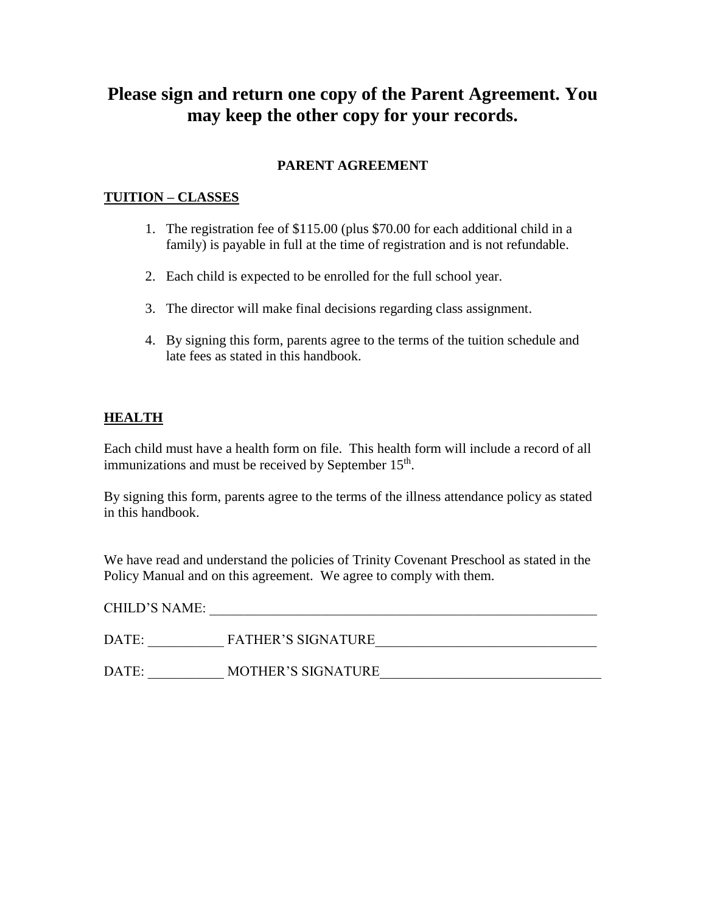# Please sign and return one copy of the Parent Agreement. You may keep the other copy for your records.

## PARENT AGREEMENT

### TUITION – CLASSES

1. The registration fee of $115.00 (plus $70.00 for each additional child in a family) is payable in full at the time of registration and is not refundable.
2. Each child is expected to be enrolled for the full school year.
3. The director will make final decisions regarding class assignment.
4. By signing this form, parents agree to the terms of the tuition schedule and late fees as stated in this handbook.

### HEALTH

Each child must have a health form on file. This health form will include a record of all immunizations and must be received by September 15th.

By signing this form, parents agree to the terms of the illness attendance policy as stated in this handbook.

We have read and understand the policies of Trinity Covenant Preschool as stated in the Policy Manual and on this agreement. We agree to comply with them.

CHILD'S NAME: ____________________________________________________________

DATE: ___________ FATHER'S SIGNATURE________________________________

DATE: ___________ MOTHER'S SIGNATURE________________________________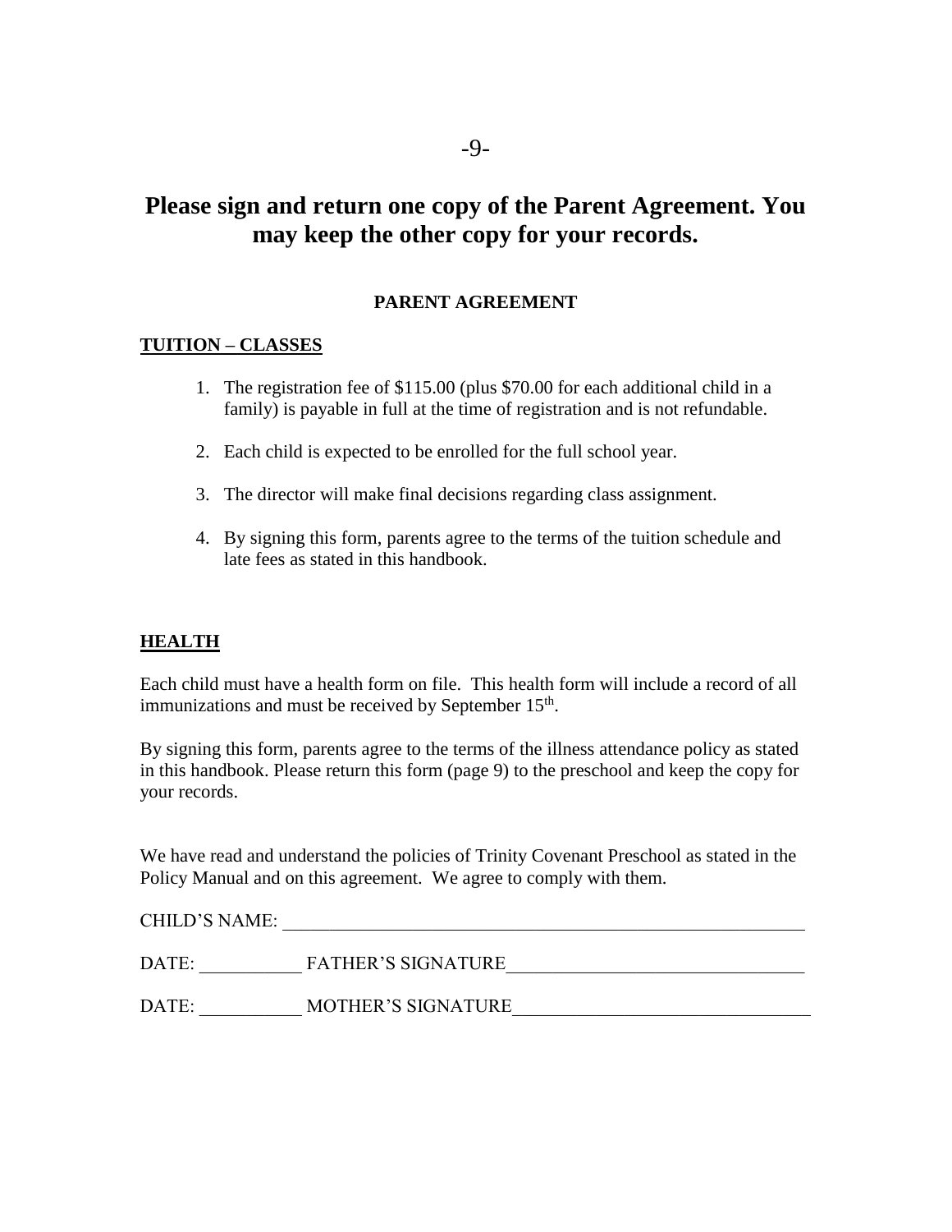**Please sign and return one copy of the Parent Agreement. You may keep the other copy for your records.**

**PARENT AGREEMENT**

**TUITION – CLASSES**

1. The registration fee of $115.00 (plus $70.00 for each additional child in a family) is payable in full at the time of registration and is not refundable.
2. Each child is expected to be enrolled for the full school year.
3. The director will make final decisions regarding class assignment.
4. By signing this form, parents agree to the terms of the tuition schedule and late fees as stated in this handbook.

**HEALTH**

Each child must have a health form on file. This health form will include a record of all immunizations and must be received by September 15th.

By signing this form, parents agree to the terms of the illness attendance policy as stated in this handbook. Please return this form (page 9) to the preschool and keep the copy for your records.

We have read and understand the policies of Trinity Covenant Preschool as stated in the Policy Manual and on this agreement. We agree to comply with them.

CHILD'S NAME: ____________________________________________

DATE: __________ FATHER'S SIGNATURE______________________________

DATE: __________ MOTHER'S SIGNATURE______________________________